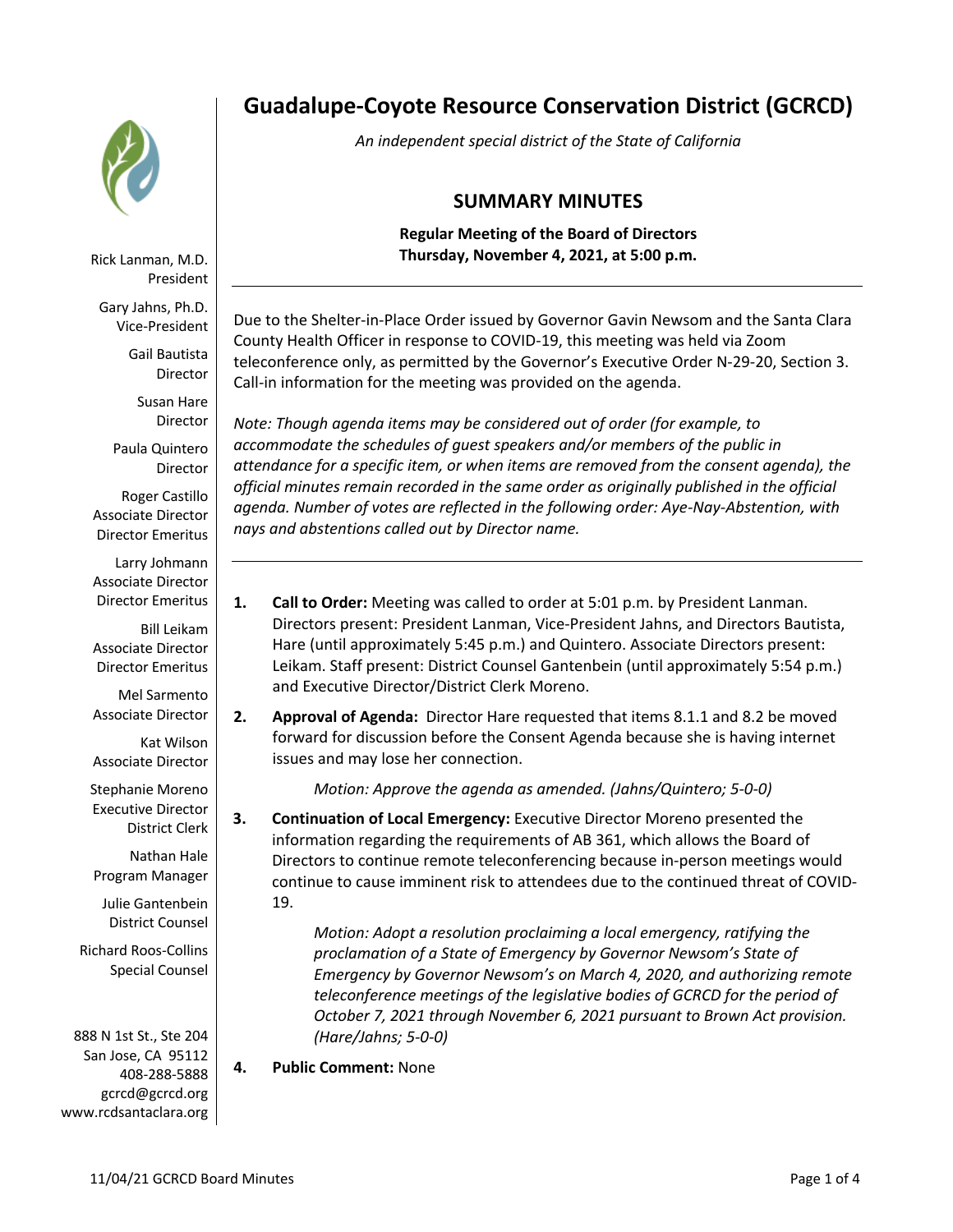# Guadalupe-Coyote Resource Conservation District (GCRCD)

*An independent special district of the State of California*

## SUMMARY MINUTES

**Regular Meeting of the Board of Directors**
**Thursday, November 4, 2021, at 5:00 p.m.**

Rick Lanman, M.D.
President

Gary Jahns, Ph.D.
Vice-President

Gail Bautista
Director

Susan Hare
Director

Paula Quintero
Director

Roger Castillo
Associate Director
Director Emeritus

Larry Johmann
Associate Director
Director Emeritus

Bill Leikam
Associate Director
Director Emeritus

Mel Sarmento
Associate Director

Kat Wilson
Associate Director

Stephanie Moreno
Executive Director
District Clerk

Nathan Hale
Program Manager

Julie Gantenbein
District Counsel

Richard Roos-Collins
Special Counsel

888 N 1st St., Ste 204
San Jose, CA 95112
408-288-5888
gcrcd@gcrcd.org
www.rcdsantaclara.org

---

Due to the Shelter-in-Place Order issued by Governor Gavin Newsom and the Santa Clara County Health Officer in response to COVID-19, this meeting was held via Zoom teleconference only, as permitted by the Governor's Executive Order N-29-20, Section 3. Call-in information for the meeting was provided on the agenda.

*Note: Though agenda items may be considered out of order (for example, to accommodate the schedules of guest speakers and/or members of the public in attendance for a specific item, or when items are removed from the consent agenda), the official minutes remain recorded in the same order as originally published in the official agenda. Number of votes are reflected in the following order: Aye-Nay-Abstention, with nays and abstentions called out by Director name.*

---

1. **Call to Order:** Meeting was called to order at 5:01 p.m. by President Lanman. Directors present: President Lanman, Vice-President Jahns, and Directors Bautista, Hare (until approximately 5:45 p.m.) and Quintero. Associate Directors present: Leikam. Staff present: District Counsel Gantenbein (until approximately 5:54 p.m.) and Executive Director/District Clerk Moreno.

2. **Approval of Agenda:** Director Hare requested that items 8.1.1 and 8.2 be moved forward for discussion before the Consent Agenda because she is having internet issues and may lose her connection.

   *Motion: Approve the agenda as amended. (Jahns/Quintero; 5-0-0)*

3. **Continuation of Local Emergency:** Executive Director Moreno presented the information regarding the requirements of AB 361, which allows the Board of Directors to continue remote teleconferencing because in-person meetings would continue to cause imminent risk to attendees due to the continued threat of COVID-19.

   *Motion: Adopt a resolution proclaiming a local emergency, ratifying the proclamation of a State of Emergency by Governor Newsom's State of Emergency by Governor Newsom's on March 4, 2020, and authorizing remote teleconference meetings of the legislative bodies of GCRCD for the period of October 7, 2021 through November 6, 2021 pursuant to Brown Act provision. (Hare/Jahns; 5-0-0)*

4. **Public Comment:** None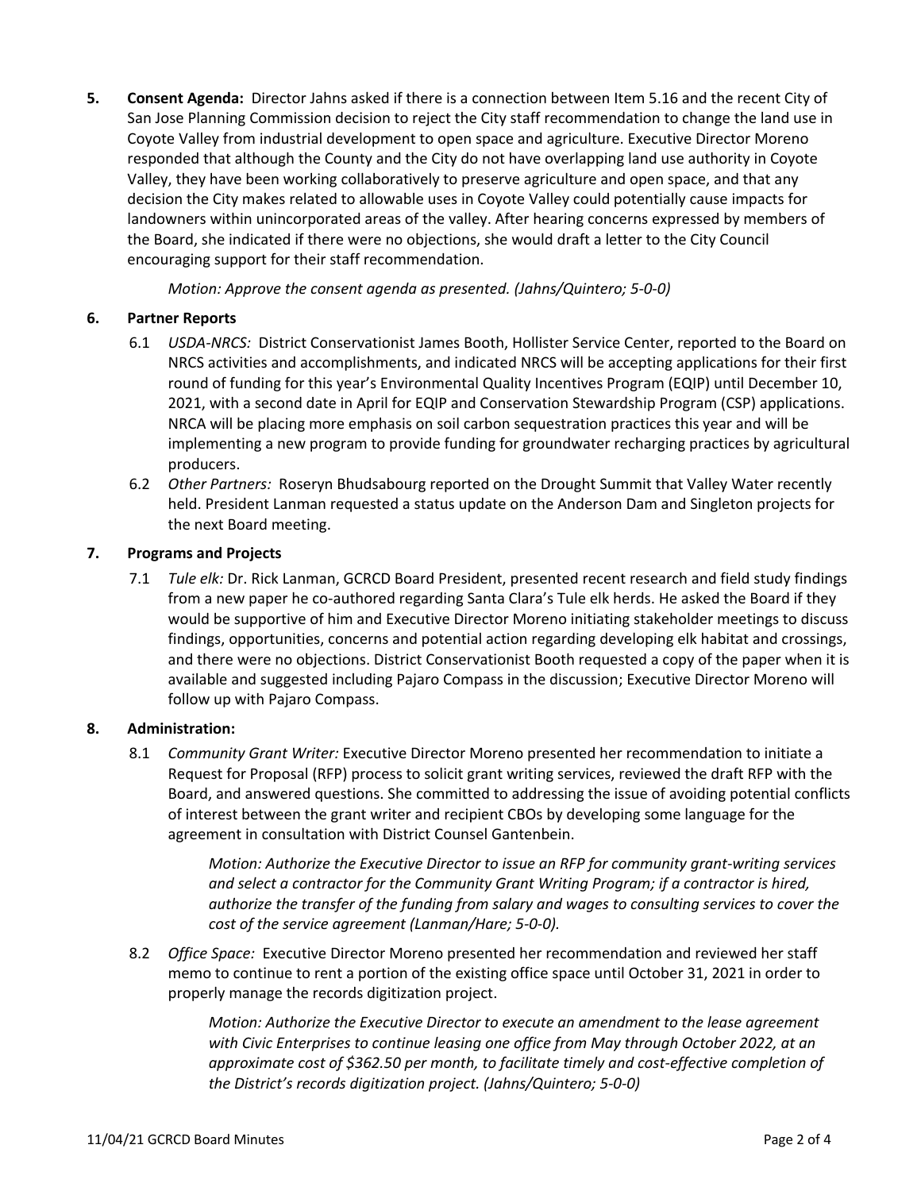**5. Consent Agenda:** Director Jahns asked if there is a connection between Item 5.16 and the recent City of San Jose Planning Commission decision to reject the City staff recommendation to change the land use in Coyote Valley from industrial development to open space and agriculture. Executive Director Moreno responded that although the County and the City do not have overlapping land use authority in Coyote Valley, they have been working collaboratively to preserve agriculture and open space, and that any decision the City makes related to allowable uses in Coyote Valley could potentially cause impacts for landowners within unincorporated areas of the valley. After hearing concerns expressed by members of the Board, she indicated if there were no objections, she would draft a letter to the City Council encouraging support for their staff recommendation.

*Motion: Approve the consent agenda as presented. (Jahns/Quintero; 5-0-0)*

**6. Partner Reports**

6.1 *USDA-NRCS:* District Conservationist James Booth, Hollister Service Center, reported to the Board on NRCS activities and accomplishments, and indicated NRCS will be accepting applications for their first round of funding for this year's Environmental Quality Incentives Program (EQIP) until December 10, 2021, with a second date in April for EQIP and Conservation Stewardship Program (CSP) applications. NRCA will be placing more emphasis on soil carbon sequestration practices this year and will be implementing a new program to provide funding for groundwater recharging practices by agricultural producers.

6.2 *Other Partners:* Roseryn Bhudsabourg reported on the Drought Summit that Valley Water recently held. President Lanman requested a status update on the Anderson Dam and Singleton projects for the next Board meeting.

**7. Programs and Projects**

7.1 *Tule elk:* Dr. Rick Lanman, GCRCD Board President, presented recent research and field study findings from a new paper he co-authored regarding Santa Clara's Tule elk herds. He asked the Board if they would be supportive of him and Executive Director Moreno initiating stakeholder meetings to discuss findings, opportunities, concerns and potential action regarding developing elk habitat and crossings, and there were no objections. District Conservationist Booth requested a copy of the paper when it is available and suggested including Pajaro Compass in the discussion; Executive Director Moreno will follow up with Pajaro Compass.

**8. Administration:**

8.1 *Community Grant Writer:* Executive Director Moreno presented her recommendation to initiate a Request for Proposal (RFP) process to solicit grant writing services, reviewed the draft RFP with the Board, and answered questions. She committed to addressing the issue of avoiding potential conflicts of interest between the grant writer and recipient CBOs by developing some language for the agreement in consultation with District Counsel Gantenbein.

*Motion: Authorize the Executive Director to issue an RFP for community grant-writing services and select a contractor for the Community Grant Writing Program; if a contractor is hired, authorize the transfer of the funding from salary and wages to consulting services to cover the cost of the service agreement (Lanman/Hare; 5-0-0).*

8.2 *Office Space:* Executive Director Moreno presented her recommendation and reviewed her staff memo to continue to rent a portion of the existing office space until October 31, 2021 in order to properly manage the records digitization project.

*Motion: Authorize the Executive Director to execute an amendment to the lease agreement with Civic Enterprises to continue leasing one office from May through October 2022, at an approximate cost of $362.50 per month, to facilitate timely and cost-effective completion of the District's records digitization project. (Jahns/Quintero; 5-0-0)*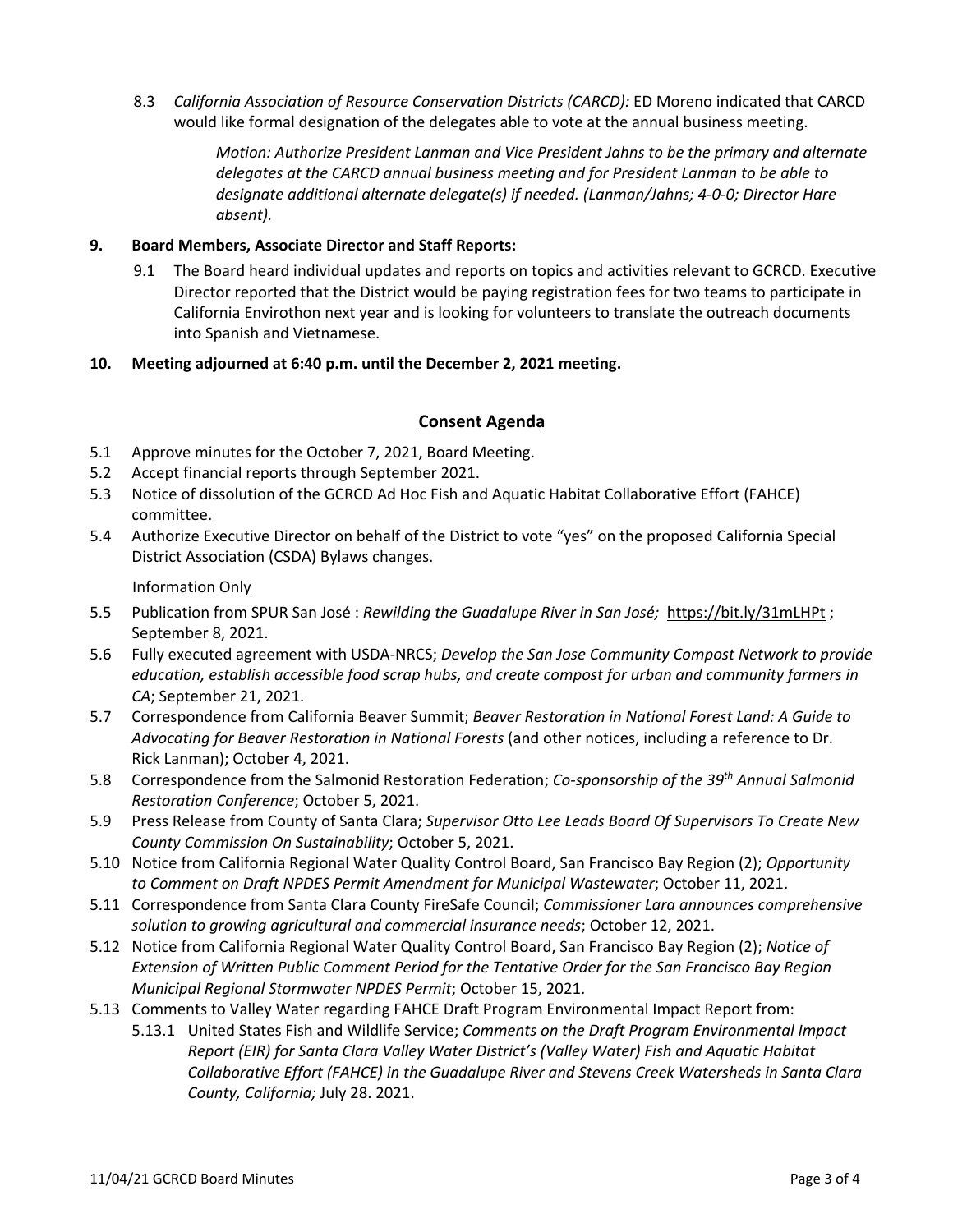8.3 *California Association of Resource Conservation Districts (CARCD):* ED Moreno indicated that CARCD would like formal designation of the delegates able to vote at the annual business meeting.

> *Motion: Authorize President Lanman and Vice President Jahns to be the primary and alternate delegates at the CARCD annual business meeting and for President Lanman to be able to designate additional alternate delegate(s) if needed. (Lanman/Jahns; 4-0-0; Director Hare absent).*

**9. Board Members, Associate Director and Staff Reports:**

9.1 The Board heard individual updates and reports on topics and activities relevant to GCRCD. Executive Director reported that the District would be paying registration fees for two teams to participate in California Envirothon next year and is looking for volunteers to translate the outreach documents into Spanish and Vietnamese.

**10. Meeting adjourned at 6:40 p.m. until the December 2, 2021 meeting.**

## Consent Agenda

5.1 Approve minutes for the October 7, 2021, Board Meeting.

5.2 Accept financial reports through September 2021.

5.3 Notice of dissolution of the GCRCD Ad Hoc Fish and Aquatic Habitat Collaborative Effort (FAHCE) committee.

5.4 Authorize Executive Director on behalf of the District to vote "yes" on the proposed California Special District Association (CSDA) Bylaws changes.

Information Only

5.5 Publication from SPUR San José : *Rewilding the Guadalupe River in San José;* https://bit.ly/31mLHPt ; September 8, 2021.

5.6 Fully executed agreement with USDA-NRCS; *Develop the San Jose Community Compost Network to provide education, establish accessible food scrap hubs, and create compost for urban and community farmers in CA*; September 21, 2021.

5.7 Correspondence from California Beaver Summit; *Beaver Restoration in National Forest Land: A Guide to Advocating for Beaver Restoration in National Forests* (and other notices, including a reference to Dr. Rick Lanman); October 4, 2021.

5.8 Correspondence from the Salmonid Restoration Federation; *Co-sponsorship of the 39th Annual Salmonid Restoration Conference*; October 5, 2021.

5.9 Press Release from County of Santa Clara; *Supervisor Otto Lee Leads Board Of Supervisors To Create New County Commission On Sustainability*; October 5, 2021.

5.10 Notice from California Regional Water Quality Control Board, San Francisco Bay Region (2); *Opportunity to Comment on Draft NPDES Permit Amendment for Municipal Wastewater*; October 11, 2021.

5.11 Correspondence from Santa Clara County FireSafe Council; *Commissioner Lara announces comprehensive solution to growing agricultural and commercial insurance needs*; October 12, 2021.

5.12 Notice from California Regional Water Quality Control Board, San Francisco Bay Region (2); *Notice of Extension of Written Public Comment Period for the Tentative Order for the San Francisco Bay Region Municipal Regional Stormwater NPDES Permit*; October 15, 2021.

5.13 Comments to Valley Water regarding FAHCE Draft Program Environmental Impact Report from:

5.13.1 United States Fish and Wildlife Service; *Comments on the Draft Program Environmental Impact Report (EIR) for Santa Clara Valley Water District's (Valley Water) Fish and Aquatic Habitat Collaborative Effort (FAHCE) in the Guadalupe River and Stevens Creek Watersheds in Santa Clara County, California;* July 28. 2021.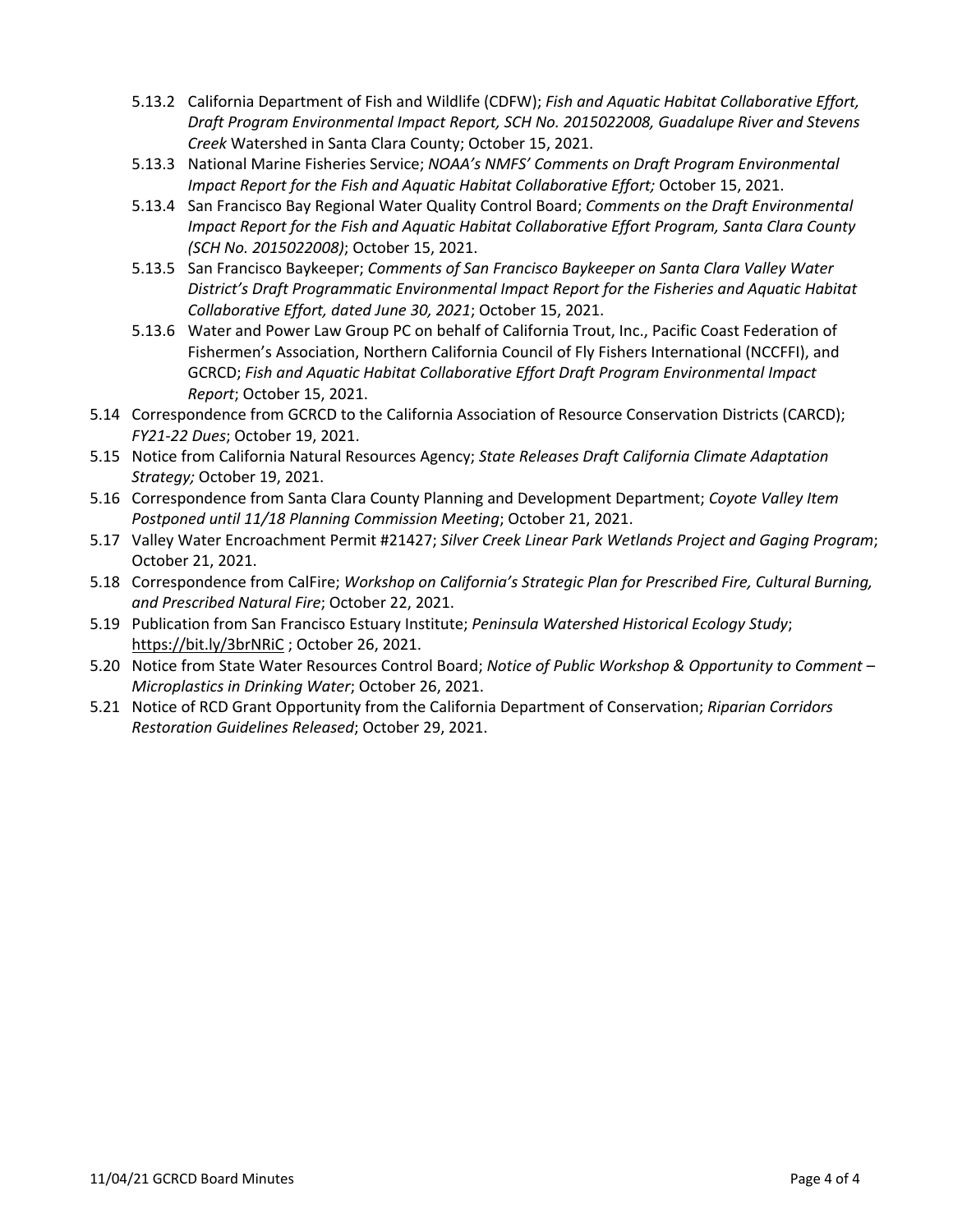- 5.13.2 California Department of Fish and Wildlife (CDFW); *Fish and Aquatic Habitat Collaborative Effort, Draft Program Environmental Impact Report, SCH No. 2015022008, Guadalupe River and Stevens Creek* Watershed in Santa Clara County; October 15, 2021.
- 5.13.3 National Marine Fisheries Service; *NOAA's NMFS' Comments on Draft Program Environmental Impact Report for the Fish and Aquatic Habitat Collaborative Effort;* October 15, 2021.
- 5.13.4 San Francisco Bay Regional Water Quality Control Board; *Comments on the Draft Environmental Impact Report for the Fish and Aquatic Habitat Collaborative Effort Program, Santa Clara County (SCH No. 2015022008)*; October 15, 2021.
- 5.13.5 San Francisco Baykeeper; *Comments of San Francisco Baykeeper on Santa Clara Valley Water District's Draft Programmatic Environmental Impact Report for the Fisheries and Aquatic Habitat Collaborative Effort, dated June 30, 2021*; October 15, 2021.
- 5.13.6 Water and Power Law Group PC on behalf of California Trout, Inc., Pacific Coast Federation of Fishermen's Association, Northern California Council of Fly Fishers International (NCCFFI), and GCRCD; *Fish and Aquatic Habitat Collaborative Effort Draft Program Environmental Impact Report*; October 15, 2021.

5.14 Correspondence from GCRCD to the California Association of Resource Conservation Districts (CARCD); *FY21-22 Dues*; October 19, 2021.

5.15 Notice from California Natural Resources Agency; *State Releases Draft California Climate Adaptation Strategy;* October 19, 2021.

5.16 Correspondence from Santa Clara County Planning and Development Department; *Coyote Valley Item Postponed until 11/18 Planning Commission Meeting*; October 21, 2021.

5.17 Valley Water Encroachment Permit #21427; *Silver Creek Linear Park Wetlands Project and Gaging Program*; October 21, 2021.

5.18 Correspondence from CalFire; *Workshop on California's Strategic Plan for Prescribed Fire, Cultural Burning, and Prescribed Natural Fire*; October 22, 2021.

5.19 Publication from San Francisco Estuary Institute; *Peninsula Watershed Historical Ecology Study*; https://bit.ly/3brNRiC ; October 26, 2021.

5.20 Notice from State Water Resources Control Board; *Notice of Public Workshop & Opportunity to Comment – Microplastics in Drinking Water*; October 26, 2021.

5.21 Notice of RCD Grant Opportunity from the California Department of Conservation; *Riparian Corridors Restoration Guidelines Released*; October 29, 2021.